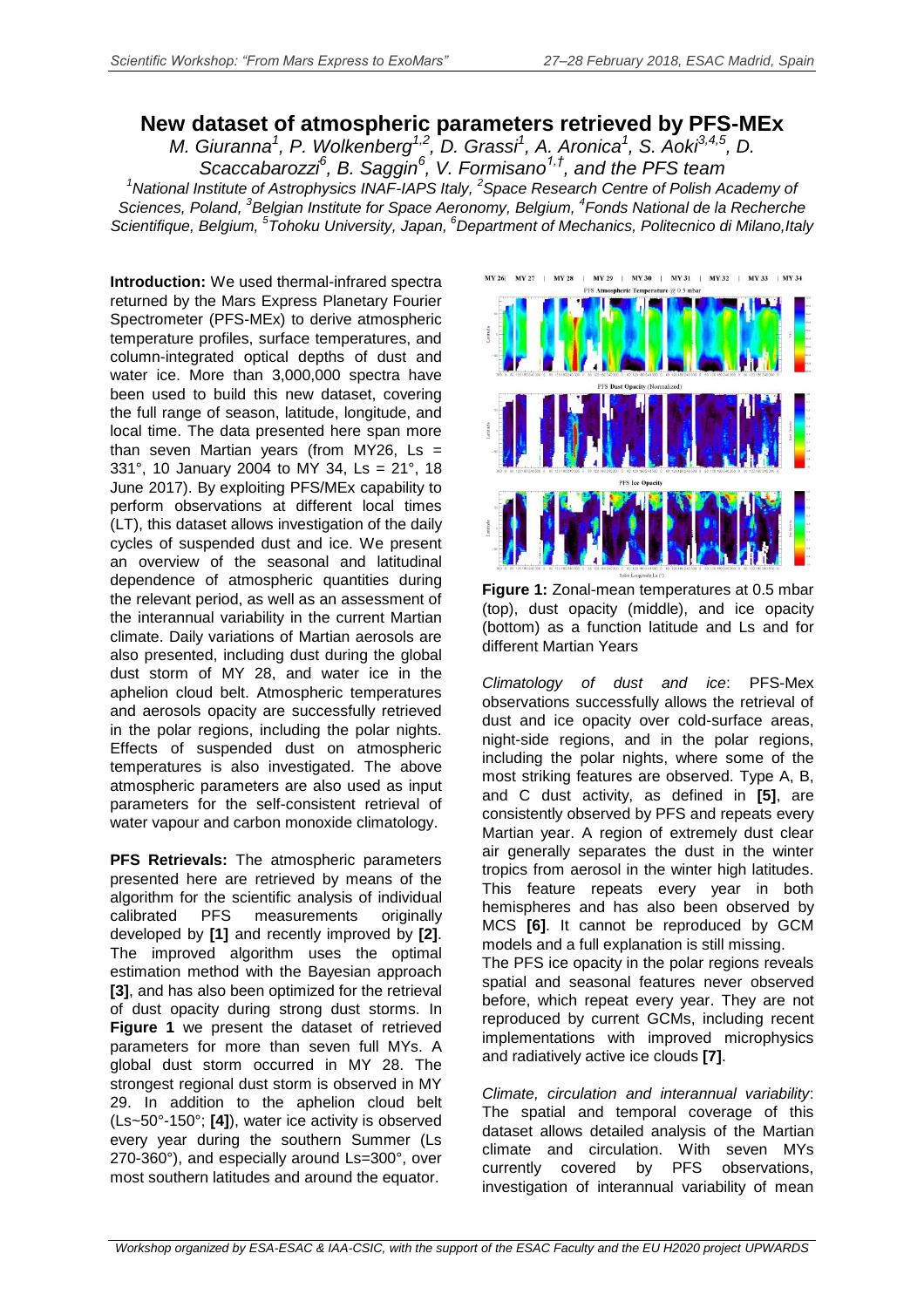# New dataset of atmospheric parameters retrieved by PFS-MEx

*M. Giuranna[1], P. Wolkenberg[1,2], D. Grassi[1], A. Aronica[1], S. Aoki[3,4,5], D. Scaccabarozzi[6], B. Saggin[6], V. Formisano[1,†], and the PFS team*

[1]National Institute of Astrophysics INAF-IAPS Italy, [2]Space Research Centre of Polish Academy of Sciences, Poland, [3]Belgian Institute for Space Aeronomy, Belgium, [4]Fonds National de la Recherche Scientifique, Belgium, [5]Tohoku University, Japan, [6]Department of Mechanics, Politecnico di Milano, Italy

**Introduction:** We used thermal-infrared spectra returned by the Mars Express Planetary Fourier Spectrometer (PFS-MEx) to derive atmospheric temperature profiles, surface temperatures, and column-integrated optical depths of dust and water ice. More than 3,000,000 spectra have been used to build this new dataset, covering the full range of season, latitude, longitude, and local time. The data presented here span more than seven Martian years (from MY26, Ls = 331°, 10 January 2004 to MY 34, Ls = 21°, 18 June 2017). By exploiting PFS/MEx capability to perform observations at different local times (LT), this dataset allows investigation of the daily cycles of suspended dust and ice. We present an overview of the seasonal and latitudinal dependence of atmospheric quantities during the relevant period, as well as an assessment of the interannual variability in the current Martian climate. Daily variations of Martian aerosols are also presented, including dust during the global dust storm of MY 28, and water ice in the aphelion cloud belt. Atmospheric temperatures and aerosols opacity are successfully retrieved in the polar regions, including the polar nights. Effects of suspended dust on atmospheric temperatures is also investigated. The above atmospheric parameters are also used as input parameters for the self-consistent retrieval of water vapour and carbon monoxide climatology.

**PFS Retrievals:** The atmospheric parameters presented here are retrieved by means of the algorithm for the scientific analysis of individual calibrated PFS measurements originally developed by **[1]** and recently improved by **[2]**. The improved algorithm uses the optimal estimation method with the Bayesian approach **[3]**, and has also been optimized for the retrieval of dust opacity during strong dust storms. In **Figure 1** we present the dataset of retrieved parameters for more than seven full MYs. A global dust storm occurred in MY 28. The strongest regional dust storm is observed in MY 29. In addition to the aphelion cloud belt (Ls~50°-150°; **[4]**), water ice activity is observed every year during the southern Summer (Ls 270-360°), and especially around Ls=300°, over most southern latitudes and around the equator.

**Figure 1:** Zonal-mean temperatures at 0.5 mbar (top), dust opacity (middle), and ice opacity (bottom) as a function latitude and Ls and for different Martian Years

*Climatology of dust and ice*: PFS-Mex observations successfully allows the retrieval of dust and ice opacity over cold-surface areas, night-side regions, and in the polar regions, including the polar nights, where some of the most striking features are observed. Type A, B, and C dust activity, as defined in **[5]**, are consistently observed by PFS and repeats every Martian year. A region of extremely dust clear air generally separates the dust in the winter tropics from aerosol in the winter high latitudes. This feature repeats every year in both hemispheres and has also been observed by MCS **[6]**. It cannot be reproduced by GCM models and a full explanation is still missing.

The PFS ice opacity in the polar regions reveals spatial and seasonal features never observed before, which repeat every year. They are not reproduced by current GCMs, including recent implementations with improved microphysics and radiatively active ice clouds **[7]**.

*Climate, circulation and interannual variability*: The spatial and temporal coverage of this dataset allows detailed analysis of the Martian climate and circulation. With seven MYs currently covered by PFS observations, investigation of interannual variability of mean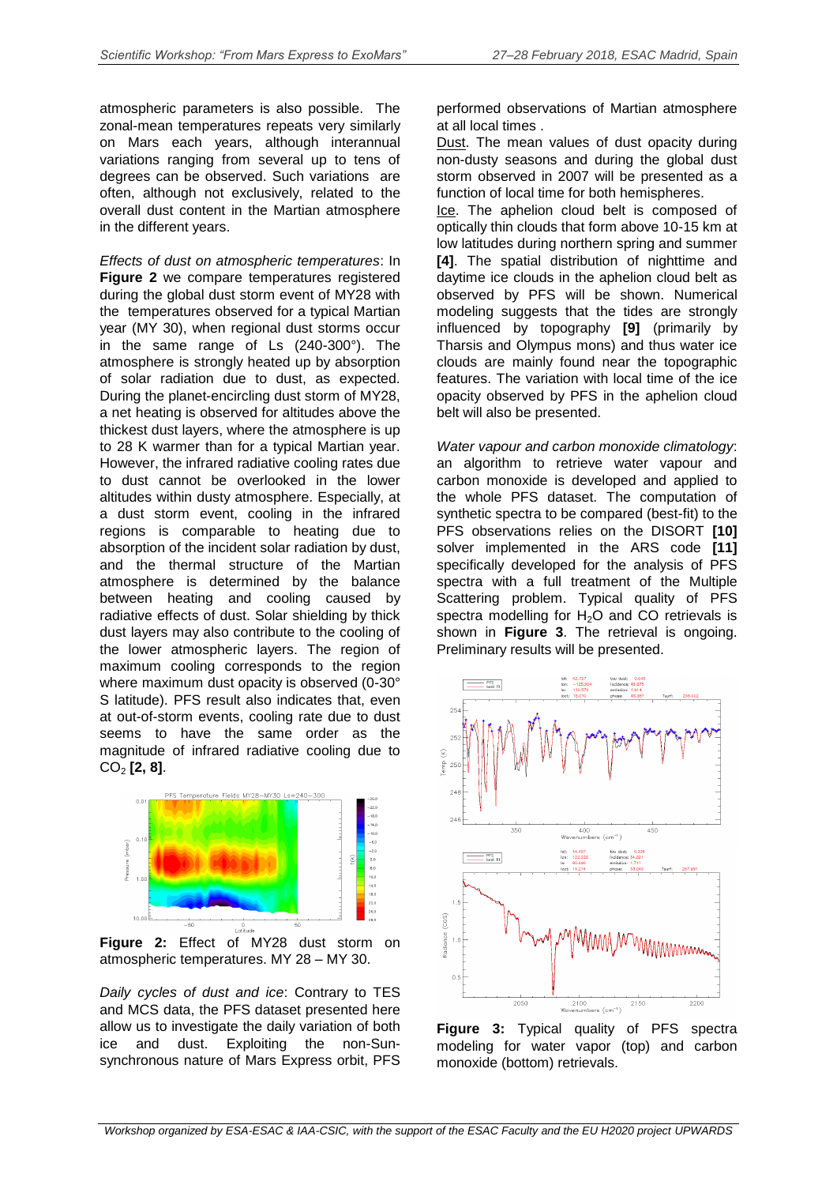atmospheric parameters is also possible. The zonal-mean temperatures repeats very similarly on Mars each years, although interannual variations ranging from several up to tens of degrees can be observed. Such variations are often, although not exclusively, related to the overall dust content in the Martian atmosphere in the different years.

*Effects of dust on atmospheric temperatures*: In **Figure 2** we compare temperatures registered during the global dust storm event of MY28 with the temperatures observed for a typical Martian year (MY 30), when regional dust storms occur in the same range of Ls (240-300°). The atmosphere is strongly heated up by absorption of solar radiation due to dust, as expected. During the planet-encircling dust storm of MY28, a net heating is observed for altitudes above the thickest dust layers, where the atmosphere is up to 28 K warmer than for a typical Martian year. However, the infrared radiative cooling rates due to dust cannot be overlooked in the lower altitudes within dusty atmosphere. Especially, at a dust storm event, cooling in the infrared regions is comparable to heating due to absorption of the incident solar radiation by dust, and the thermal structure of the Martian atmosphere is determined by the balance between heating and cooling caused by radiative effects of dust. Solar shielding by thick dust layers may also contribute to the cooling of the lower atmospheric layers. The region of maximum cooling corresponds to the region where maximum dust opacity is observed (0-30° S latitude). PFS result also indicates that, even at out-of-storm events, cooling rate due to dust seems to have the same order as the magnitude of infrared radiative cooling due to $CO_2$ **[2, 8]**.

**Figure 2:** Effect of MY28 dust storm on atmospheric temperatures. MY 28 – MY 30.

*Daily cycles of dust and ice*: Contrary to TES and MCS data, the PFS dataset presented here allow us to investigate the daily variation of both ice and dust. Exploiting the non-Sun-synchronous nature of Mars Express orbit, PFS performed observations of Martian atmosphere at all local times .

Dust. The mean values of dust opacity during non-dusty seasons and during the global dust storm observed in 2007 will be presented as a function of local time for both hemispheres.

Ice. The aphelion cloud belt is composed of optically thin clouds that form above 10-15 km at low latitudes during northern spring and summer **[4]**. The spatial distribution of nighttime and daytime ice clouds in the aphelion cloud belt as observed by PFS will be shown. Numerical modeling suggests that the tides are strongly influenced by topography **[9]** (primarily by Tharsis and Olympus mons) and thus water ice clouds are mainly found near the topographic features. The variation with local time of the ice opacity observed by PFS in the aphelion cloud belt will also be presented.

*Water vapour and carbon monoxide climatology*: an algorithm to retrieve water vapour and carbon monoxide is developed and applied to the whole PFS dataset. The computation of synthetic spectra to be compared (best-fit) to the PFS observations relies on the DISORT **[10]** solver implemented in the ARS code **[11]** specifically developed for the analysis of PFS spectra with a full treatment of the Multiple Scattering problem. Typical quality of PFS spectra modelling for $H_2O$ and CO retrievals is shown in **Figure 3**. The retrieval is ongoing. Preliminary results will be presented.

**Figure 3:** Typical quality of PFS spectra modeling for water vapor (top) and carbon monoxide (bottom) retrievals.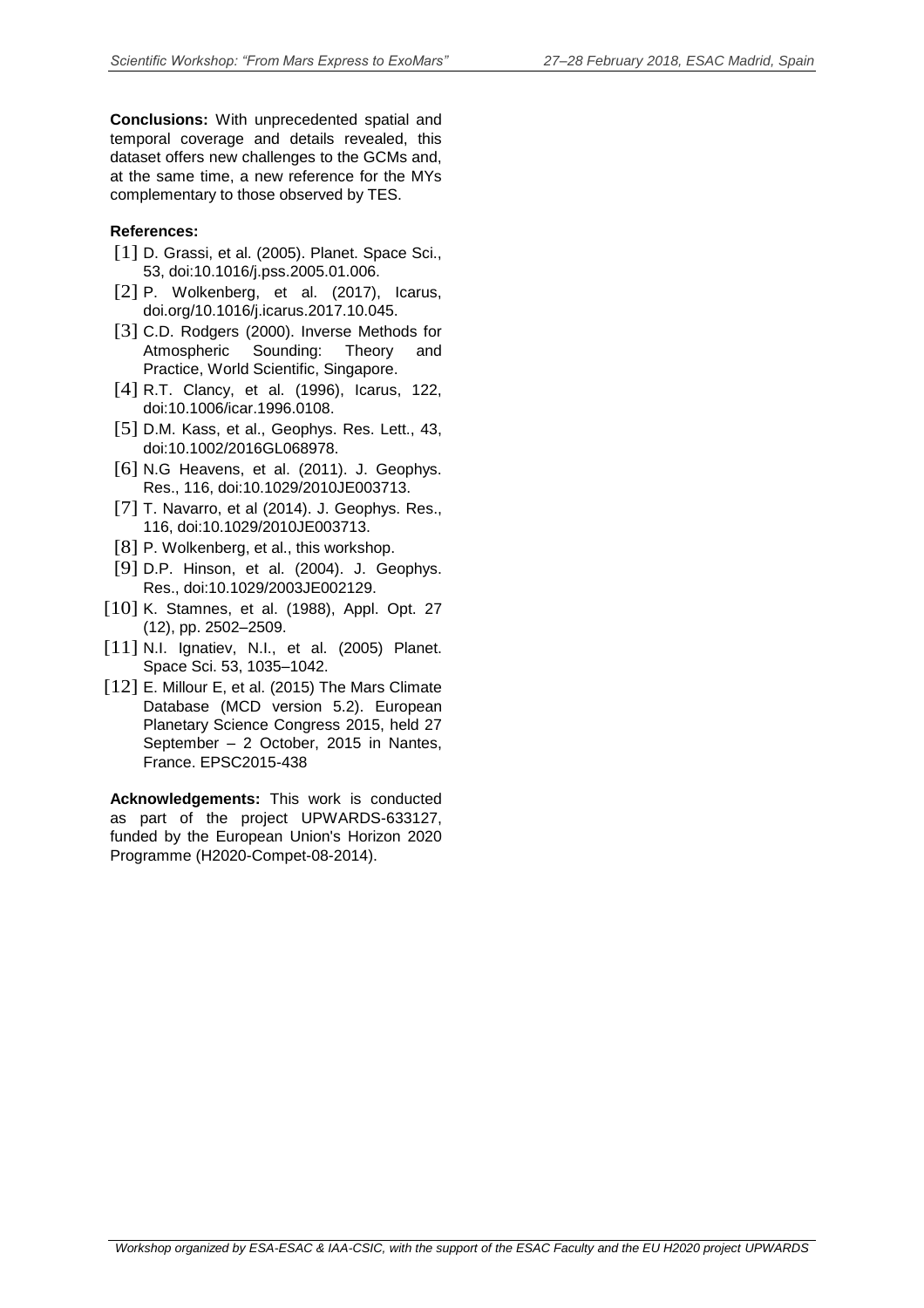**Conclusions:** With unprecedented spatial and temporal coverage and details revealed, this dataset offers new challenges to the GCMs and, at the same time, a new reference for the MYs complementary to those observed by TES.

**References:**

[1] D. Grassi, et al. (2005). Planet. Space Sci., 53, doi:10.1016/j.pss.2005.01.006.

[2] P. Wolkenberg, et al. (2017), Icarus, doi.org/10.1016/j.icarus.2017.10.045.

[3] C.D. Rodgers (2000). Inverse Methods for Atmospheric Sounding: Theory and Practice, World Scientific, Singapore.

[4] R.T. Clancy, et al. (1996), Icarus, 122, doi:10.1006/icar.1996.0108.

[5] D.M. Kass, et al., Geophys. Res. Lett., 43, doi:10.1002/2016GL068978.

[6] N.G Heavens, et al. (2011). J. Geophys. Res., 116, doi:10.1029/2010JE003713.

[7] T. Navarro, et al (2014). J. Geophys. Res., 116, doi:10.1029/2010JE003713.

[8] P. Wolkenberg, et al., this workshop.

[9] D.P. Hinson, et al. (2004). J. Geophys. Res., doi:10.1029/2003JE002129.

[10] K. Stamnes, et al. (1988), Appl. Opt. 27 (12), pp. 2502–2509.

[11] N.I. Ignatiev, N.I., et al. (2005) Planet. Space Sci. 53, 1035–1042.

[12] E. Millour E, et al. (2015) The Mars Climate Database (MCD version 5.2). European Planetary Science Congress 2015, held 27 September – 2 October, 2015 in Nantes, France. EPSC2015-438

**Acknowledgements:** This work is conducted as part of the project UPWARDS-633127, funded by the European Union's Horizon 2020 Programme (H2020-Compet-08-2014).